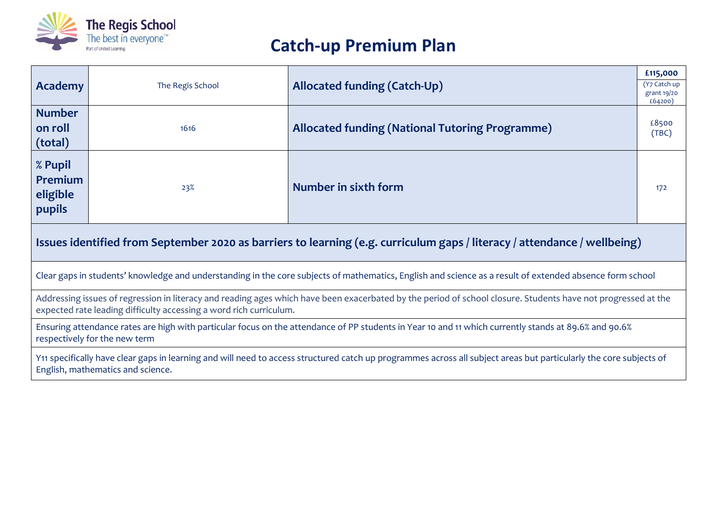The Regis School
The best in everyone™
Part of United Learning

# Catch-up Premium Plan

| **Academy** | The Regis School | **Allocated funding (Catch-Up)** | **£115,000** (Y7 Catch up grant 19/20 £64200) |
|---|---|---|---|
| **Number on roll (total)** | 1616 | **Allocated funding (National Tutoring Programme)** | £8500 (TBC) |
| **% Pupil Premium eligible pupils** | 23% | **Number in sixth form** | 172 |

## Issues identified from September 2020 as barriers to learning (e.g. curriculum gaps / literacy / attendance / wellbeing)

Clear gaps in students' knowledge and understanding in the core subjects of mathematics, English and science as a result of extended absence form school

Addressing issues of regression in literacy and reading ages which have been exacerbated by the period of school closure. Students have not progressed at the expected rate leading difficulty accessing a word rich curriculum.

Ensuring attendance rates are high with particular focus on the attendance of PP students in Year 10 and 11 which currently stands at 89.6% and 90.6% respectively for the new term

Y11 specifically have clear gaps in learning and will need to access structured catch up programmes across all subject areas but particularly the core subjects of English, mathematics and science.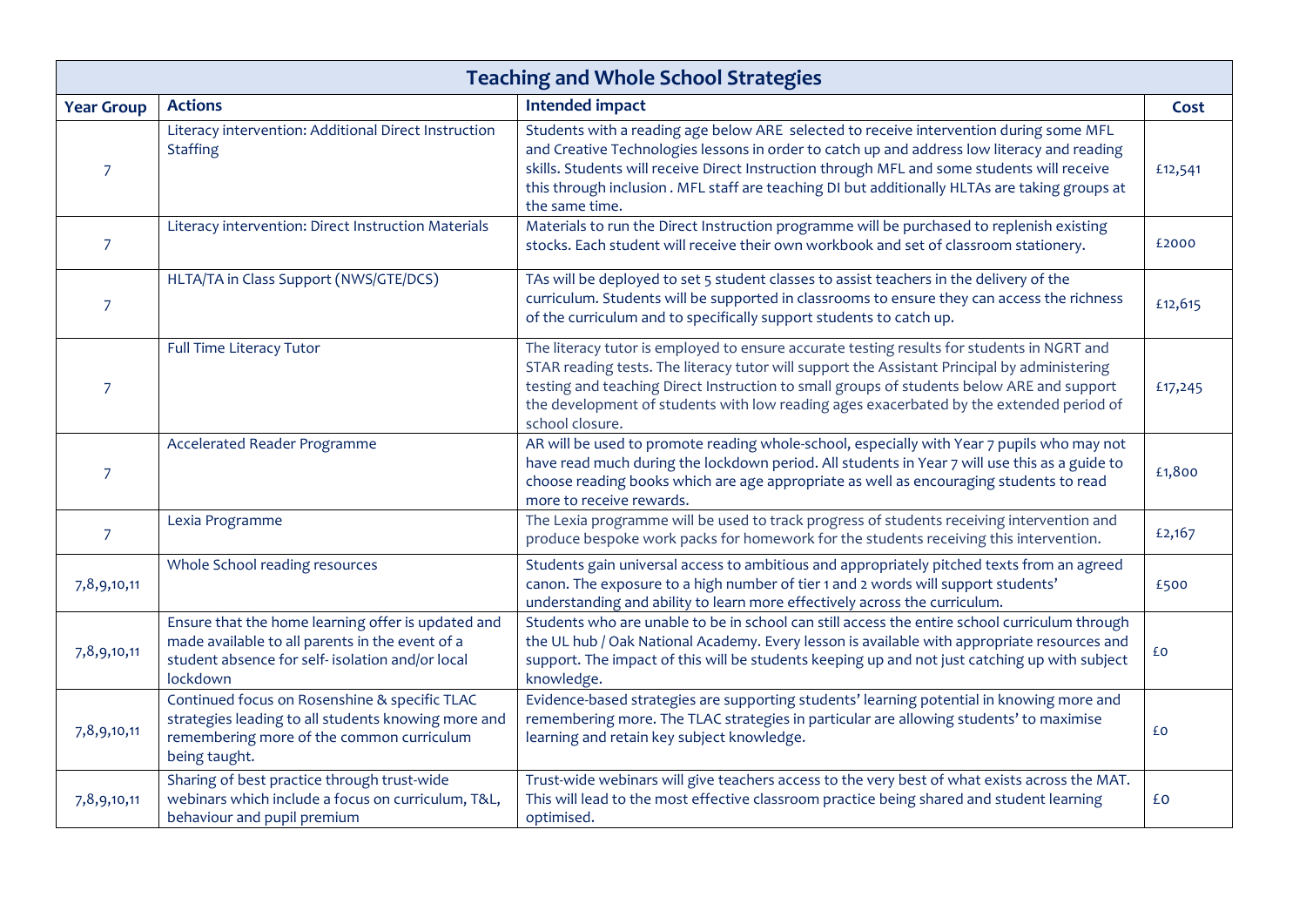| Teaching and Whole School Strategies | | | |
|---|---|---|---|
| **Year Group** | **Actions** | **Intended impact** | **Cost** |
| 7 | Literacy intervention: Additional Direct Instruction Staffing | Students with a reading age below ARE selected to receive intervention during some MFL and Creative Technologies lessons in order to catch up and address low literacy and reading skills. Students will receive Direct Instruction through MFL and some students will receive this through inclusion . MFL staff are teaching DI but additionally HLTAs are taking groups at the same time. | £12,541 |
| 7 | Literacy intervention: Direct Instruction Materials | Materials to run the Direct Instruction programme will be purchased to replenish existing stocks. Each student will receive their own workbook and set of classroom stationery. | £2000 |
| 7 | HLTA/TA in Class Support (NWS/GTE/DCS) | TAs will be deployed to set 5 student classes to assist teachers in the delivery of the curriculum. Students will be supported in classrooms to ensure they can access the richness of the curriculum and to specifically support students to catch up. | £12,615 |
| 7 | Full Time Literacy Tutor | The literacy tutor is employed to ensure accurate testing results for students in NGRT and STAR reading tests. The literacy tutor will support the Assistant Principal by administering testing and teaching Direct Instruction to small groups of students below ARE and support the development of students with low reading ages exacerbated by the extended period of school closure. | £17,245 |
| 7 | Accelerated Reader Programme | AR will be used to promote reading whole-school, especially with Year 7 pupils who may not have read much during the lockdown period. All students in Year 7 will use this as a guide to choose reading books which are age appropriate as well as encouraging students to read more to receive rewards. | £1,800 |
| 7 | Lexia Programme | The Lexia programme will be used to track progress of students receiving intervention and produce bespoke work packs for homework for the students receiving this intervention. | £2,167 |
| 7,8,9,10,11 | Whole School reading resources | Students gain universal access to ambitious and appropriately pitched texts from an agreed canon. The exposure to a high number of tier 1 and 2 words will support students' understanding and ability to learn more effectively across the curriculum. | £500 |
| 7,8,9,10,11 | Ensure that the home learning offer is updated and made available to all parents in the event of a student absence for self- isolation and/or local lockdown | Students who are unable to be in school can still access the entire school curriculum through the UL hub / Oak National Academy. Every lesson is available with appropriate resources and support. The impact of this will be students keeping up and not just catching up with subject knowledge. | £0 |
| 7,8,9,10,11 | Continued focus on Rosenshine & specific TLAC strategies leading to all students knowing more and remembering more of the common curriculum being taught. | Evidence-based strategies are supporting students' learning potential in knowing more and remembering more. The TLAC strategies in particular are allowing students' to maximise learning and retain key subject knowledge. | £0 |
| 7,8,9,10,11 | Sharing of best practice through trust-wide webinars which include a focus on curriculum, T&L, behaviour and pupil premium | Trust-wide webinars will give teachers access to the very best of what exists across the MAT. This will lead to the most effective classroom practice being shared and student learning optimised. | £0 |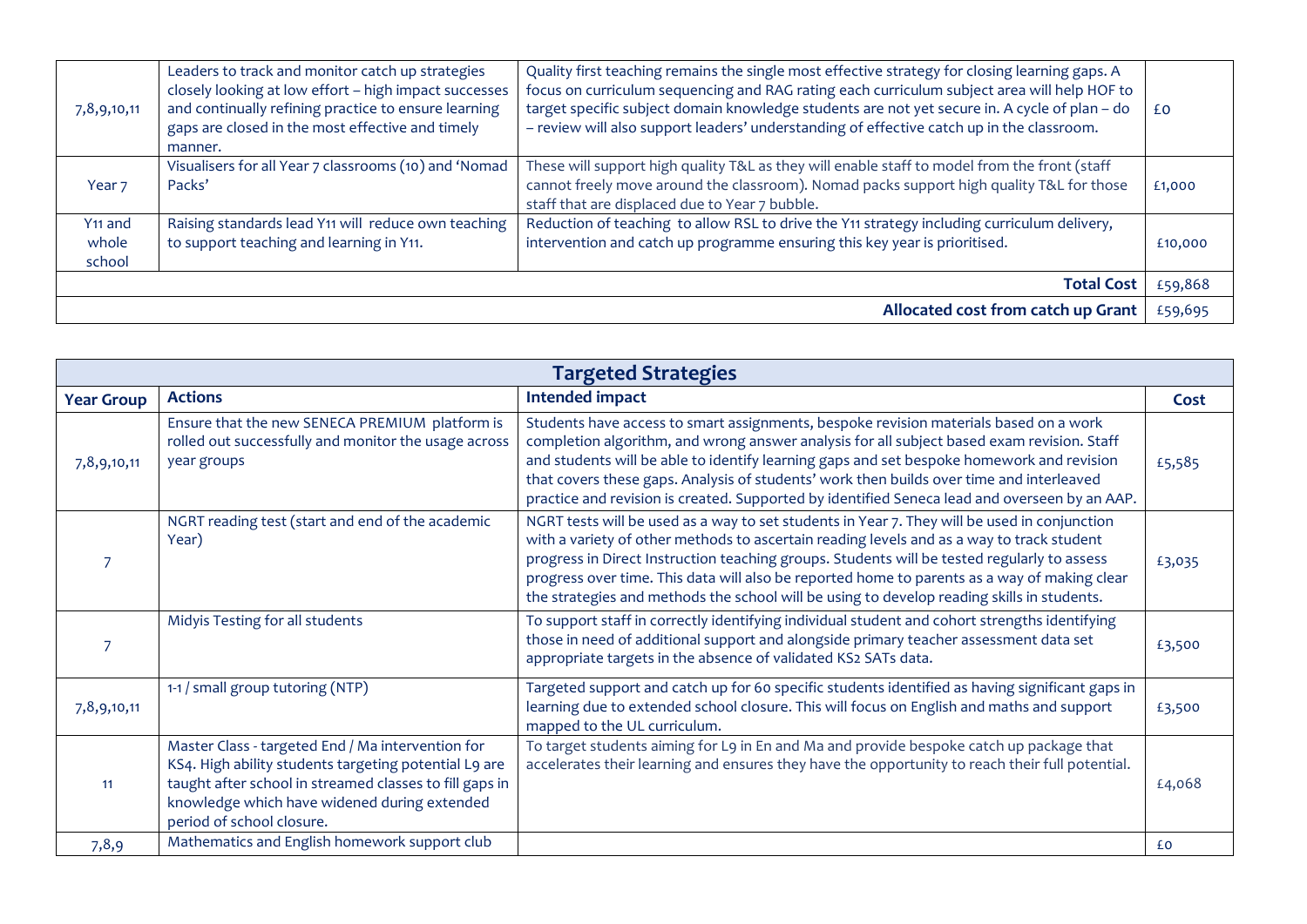| | | | |
|---|---|---|---|
| 7,8,9,10,11 | Leaders to track and monitor catch up strategies closely looking at low effort – high impact successes and continually refining practice to ensure learning gaps are closed in the most effective and timely manner. | Quality first teaching remains the single most effective strategy for closing learning gaps. A focus on curriculum sequencing and RAG rating each curriculum subject area will help HOF to target specific subject domain knowledge students are not yet secure in. A cycle of plan – do – review will also support leaders' understanding of effective catch up in the classroom. | £0 |
| Year 7 | Visualisers for all Year 7 classrooms (10) and 'Nomad Packs' | These will support high quality T&L as they will enable staff to model from the front (staff cannot freely move around the classroom). Nomad packs support high quality T&L for those staff that are displaced due to Year 7 bubble. | £1,000 |
| Y11 and whole school | Raising standards lead Y11 will reduce own teaching to support teaching and learning in Y11. | Reduction of teaching to allow RSL to drive the Y11 strategy including curriculum delivery, intervention and catch up programme ensuring this key year is prioritised. | £10,000 |
| | | **Total Cost** | £59,868 |
| | | **Allocated cost from catch up Grant** | £59,695 |

## Targeted Strategies

| Year Group | Actions | Intended impact | Cost |
|---|---|---|---|
| 7,8,9,10,11 | Ensure that the new SENECA PREMIUM platform is rolled out successfully and monitor the usage across year groups | Students have access to smart assignments, bespoke revision materials based on a work completion algorithm, and wrong answer analysis for all subject based exam revision. Staff and students will be able to identify learning gaps and set bespoke homework and revision that covers these gaps. Analysis of students' work then builds over time and interleaved practice and revision is created. Supported by identified Seneca lead and overseen by an AAP. | £5,585 |
| 7 | NGRT reading test (start and end of the academic Year) | NGRT tests will be used as a way to set students in Year 7. They will be used in conjunction with a variety of other methods to ascertain reading levels and as a way to track student progress in Direct Instruction teaching groups. Students will be tested regularly to assess progress over time. This data will also be reported home to parents as a way of making clear the strategies and methods the school will be using to develop reading skills in students. | £3,035 |
| 7 | Midyis Testing for all students | To support staff in correctly identifying individual student and cohort strengths identifying those in need of additional support and alongside primary teacher assessment data set appropriate targets in the absence of validated KS2 SATs data. | £3,500 |
| 7,8,9,10,11 | 1-1 / small group tutoring (NTP) | Targeted support and catch up for 60 specific students identified as having significant gaps in learning due to extended school closure. This will focus on English and maths and support mapped to the UL curriculum. | £3,500 |
| 11 | Master Class - targeted End / Ma intervention for KS4. High ability students targeting potential L9 are taught after school in streamed classes to fill gaps in knowledge which have widened during extended period of school closure. | To target students aiming for L9 in En and Ma and provide bespoke catch up package that accelerates their learning and ensures they have the opportunity to reach their full potential. | £4,068 |
| 7,8,9 | Mathematics and English homework support club | | £0 |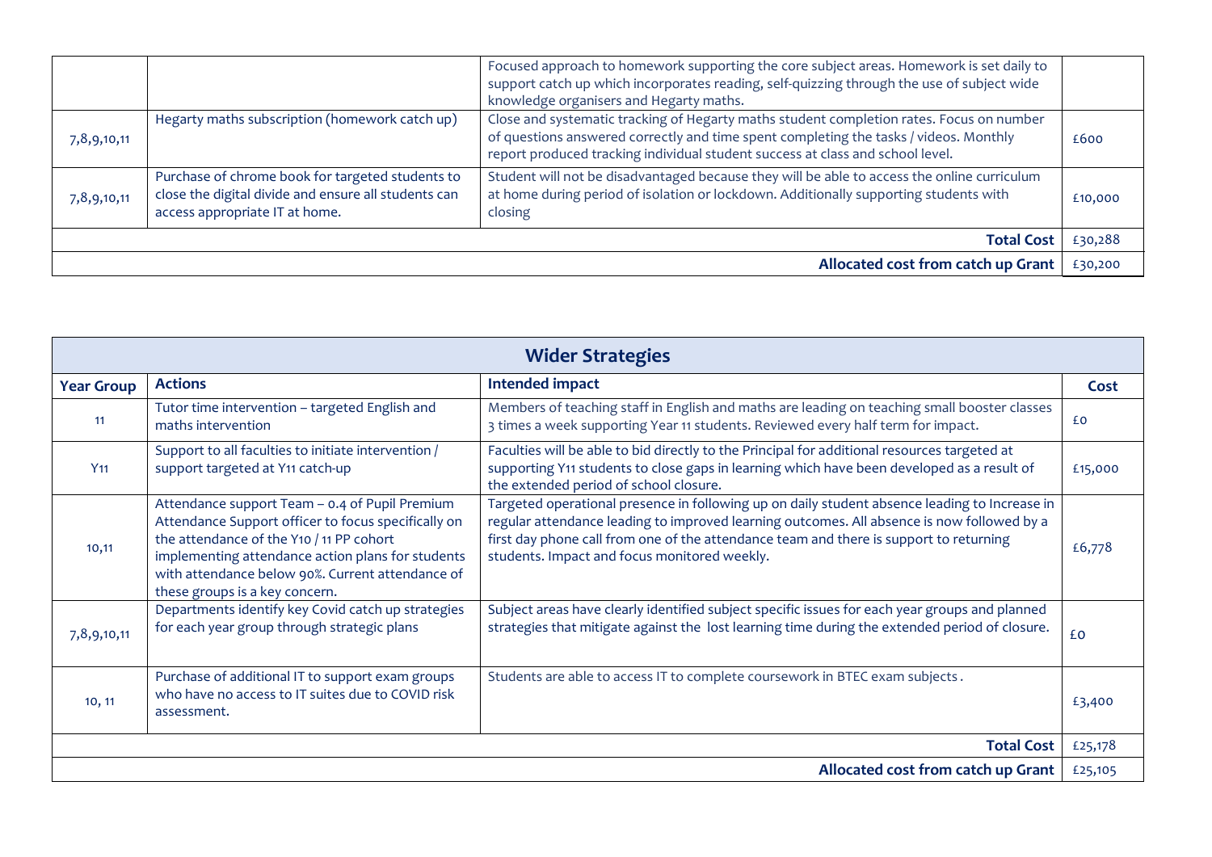| | | | |
|---|---|---|---|
| | | Focused approach to homework supporting the core subject areas. Homework is set daily to support catch up which incorporates reading, self-quizzing through the use of subject wide knowledge organisers and Hegarty maths. | |
| 7,8,9,10,11 | Hegarty maths subscription (homework catch up) | Close and systematic tracking of Hegarty maths student completion rates. Focus on number of questions answered correctly and time spent completing the tasks / videos. Monthly report produced tracking individual student success at class and school level. | £600 |
| 7,8,9,10,11 | Purchase of chrome book for targeted students to close the digital divide and ensure all students can access appropriate IT at home. | Student will not be disadvantaged because they will be able to access the online curriculum at home during period of isolation or lockdown. Additionally supporting students with closing | £10,000 |
| | | **Total Cost** | £30,288 |
| | | **Allocated cost from catch up Grant** | £30,200 |

| **Wider Strategies** | | | |
|---|---|---|---|
| **Year Group** | **Actions** | **Intended impact** | **Cost** |
| 11 | Tutor time intervention – targeted English and maths intervention | Members of teaching staff in English and maths are leading on teaching small booster classes 3 times a week supporting Year 11 students. Reviewed every half term for impact. | £0 |
| Y11 | Support to all faculties to initiate intervention / support targeted at Y11 catch-up | Faculties will be able to bid directly to the Principal for additional resources targeted at supporting Y11 students to close gaps in learning which have been developed as a result of the extended period of school closure. | £15,000 |
| 10,11 | Attendance support Team – 0.4 of Pupil Premium Attendance Support officer to focus specifically on the attendance of the Y10 / 11 PP cohort implementing attendance action plans for students with attendance below 90%. Current attendance of these groups is a key concern. | Targeted operational presence in following up on daily student absence leading to Increase in regular attendance leading to improved learning outcomes. All absence is now followed by a first day phone call from one of the attendance team and there is support to returning students. Impact and focus monitored weekly. | £6,778 |
| 7,8,9,10,11 | Departments identify key Covid catch up strategies for each year group through strategic plans | Subject areas have clearly identified subject specific issues for each year groups and planned strategies that mitigate against the lost learning time during the extended period of closure. | £0 |
| 10, 11 | Purchase of additional IT to support exam groups who have no access to IT suites due to COVID risk assessment. | Students are able to access IT to complete coursework in BTEC exam subjects . | £3,400 |
| | | **Total Cost** | £25,178 |
| | | **Allocated cost from catch up Grant** | £25,105 |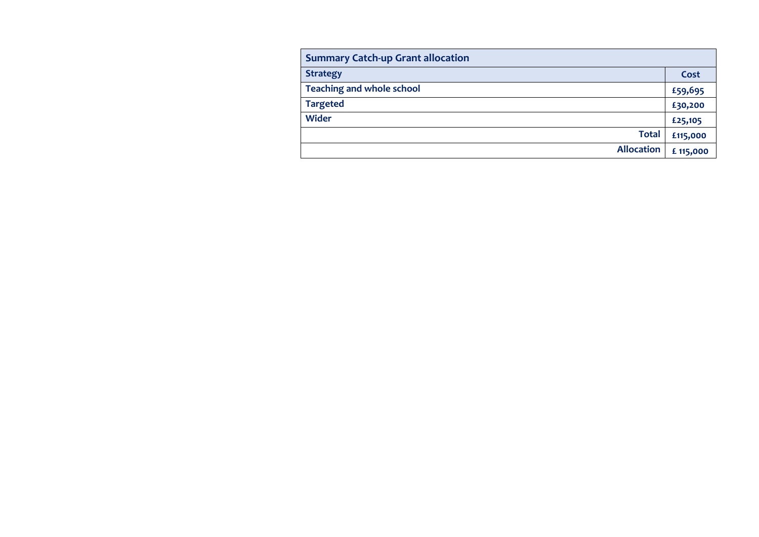| Summary Catch-up Grant allocation | |
|---|---|
| **Strategy** | **Cost** |
| **Teaching and whole school** | **£59,695** |
| **Targeted** | **£30,200** |
| **Wider** | **£25,105** |
| **Total** | **£115,000** |
| **Allocation** | **£ 115,000** |